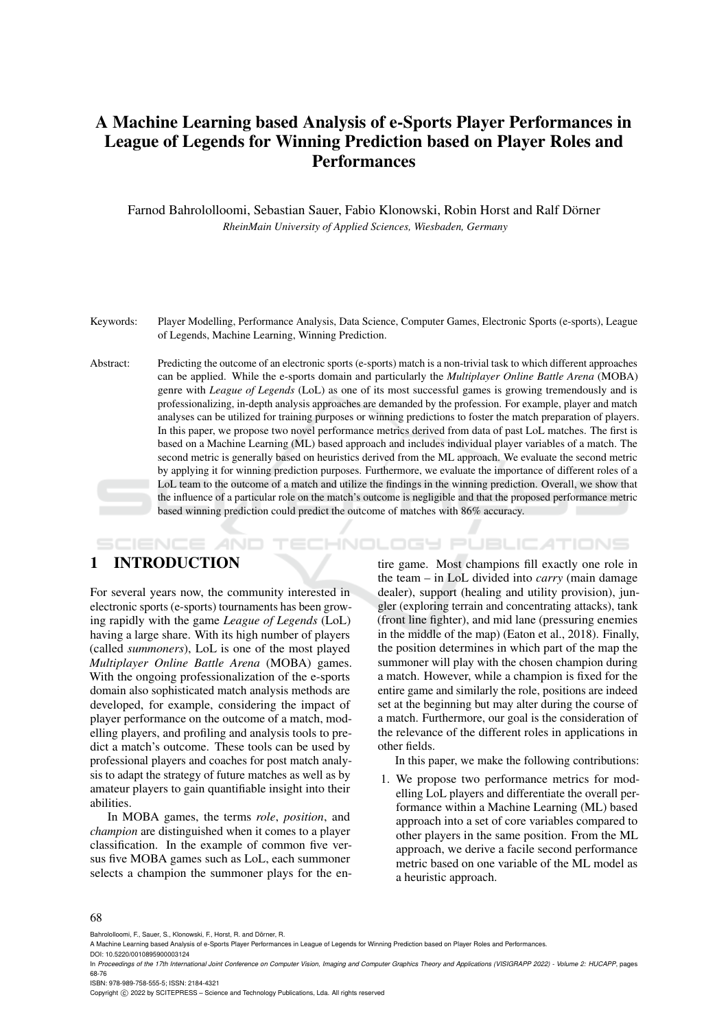# A Machine Learning based Analysis of e-Sports Player Performances in League of Legends for Winning Prediction based on Player Roles and Performances

Farnod Bahrololloomi, Sebastian Sauer, Fabio Klonowski, Robin Horst and Ralf Dörner

*RheinMain University of Applied Sciences, Wiesbaden, Germany*

Keywords: Player Modelling, Performance Analysis, Data Science, Computer Games, Electronic Sports (e-sports), League of Legends, Machine Learning, Winning Prediction.

Abstract: Predicting the outcome of an electronic sports (e-sports) match is a non-trivial task to which different approaches can be applied. While the e-sports domain and particularly the *Multiplayer Online Battle Arena* (MOBA) genre with *League of Legends* (LoL) as one of its most successful games is growing tremendously and is professionalizing, in-depth analysis approaches are demanded by the profession. For example, player and match analyses can be utilized for training purposes or winning predictions to foster the match preparation of players. In this paper, we propose two novel performance metrics derived from data of past LoL matches. The first is based on a Machine Learning (ML) based approach and includes individual player variables of a match. The second metric is generally based on heuristics derived from the ML approach. We evaluate the second metric by applying it for winning prediction purposes. Furthermore, we evaluate the importance of different roles of a LoL team to the outcome of a match and utilize the findings in the winning prediction. Overall, we show that the influence of a particular role on the match's outcome is negligible and that the proposed performance metric based winning prediction could predict the outcome of matches with 86% accuracy.

## 1 INTRODUCTION

For several years now, the community interested in electronic sports (e-sports) tournaments has been growing rapidly with the game *League of Legends* (LoL) having a large share. With its high number of players (called *summoners*), LoL is one of the most played *Multiplayer Online Battle Arena* (MOBA) games. With the ongoing professionalization of the e-sports domain also sophisticated match analysis methods are developed, for example, considering the impact of player performance on the outcome of a match, modelling players, and profiling and analysis tools to predict a match's outcome. These tools can be used by professional players and coaches for post match analysis to adapt the strategy of future matches as well as by amateur players to gain quantifiable insight into their abilities.

In MOBA games, the terms *role*, *position*, and *champion* are distinguished when it comes to a player classification. In the example of common five versus five MOBA games such as LoL, each summoner selects a champion the summoner plays for the entire game. Most champions fill exactly one role in the team – in LoL divided into *carry* (main damage dealer), support (healing and utility provision), jungler (exploring terrain and concentrating attacks), tank (front line fighter), and mid lane (pressuring enemies in the middle of the map) (Eaton et al., 2018). Finally, the position determines in which part of the map the summoner will play with the chosen champion during a match. However, while a champion is fixed for the entire game and similarly the role, positions are indeed set at the beginning but may alter during the course of a match. Furthermore, our goal is the consideration of the relevance of the different roles in applications in other fields.

In this paper, we make the following contributions:

1. We propose two performance metrics for modelling LoL players and differentiate the overall performance within a Machine Learning (ML) based approach into a set of core variables compared to other players in the same position. From the ML approach, we derive a facile second performance metric based on one variable of the ML model as a heuristic approach.

Bahrololloomi, F., Sauer, S., Klonowski, F., Horst, R. and Dörner, R.
A Machine Learning based Analysis of e-Sports Player Performances in League of Legends for Winning Prediction based on Player Roles and Performances.
DOI: 10.5220/0010895900003124
In *Proceedings of the 17th International Joint Conference on Computer Vision, Imaging and Computer Graphics Theory and Applications (VISIGRAPP 2022) - Volume 2: HUCAPP*, pages 68-76
ISBN: 978-989-758-555-5; ISSN: 2184-4321
Copyright © 2022 by SCITEPRESS – Science and Technology Publications, Lda. All rights reserved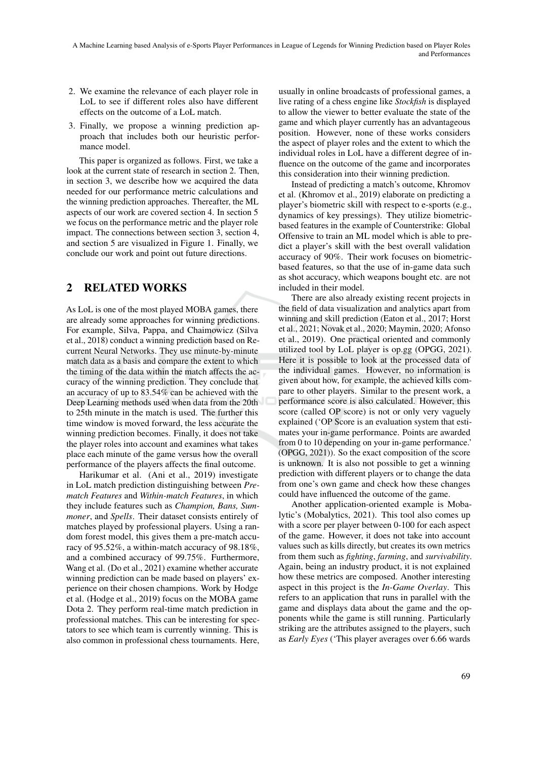2. We examine the relevance of each player role in LoL to see if different roles also have different effects on the outcome of a LoL match.
3. Finally, we propose a winning prediction approach that includes both our heuristic performance model.

This paper is organized as follows. First, we take a look at the current state of research in section 2. Then, in section 3, we describe how we acquired the data needed for our performance metric calculations and the winning prediction approaches. Thereafter, the ML aspects of our work are covered section 4. In section 5 we focus on the performance metric and the player role impact. The connections between section 3, section 4, and section 5 are visualized in Figure 1. Finally, we conclude our work and point out future directions.

## 2 RELATED WORKS

As LoL is one of the most played MOBA games, there are already some approaches for winning predictions. For example, Silva, Pappa, and Chaimowicz (Silva et al., 2018) conduct a winning prediction based on Recurrent Neural Networks. They use minute-by-minute match data as a basis and compare the extent to which the timing of the data within the match affects the accuracy of the winning prediction. They conclude that an accuracy of up to 83.54% can be achieved with the Deep Learning methods used when data from the 20th to 25th minute in the match is used. The further this time window is moved forward, the less accurate the winning prediction becomes. Finally, it does not take the player roles into account and examines what takes place each minute of the game versus how the overall performance of the players affects the final outcome.

Harikumar et al. (Ani et al., 2019) investigate in LoL match prediction distinguishing between *Pre-match Features* and *Within-match Features*, in which they include features such as *Champion, Bans, Summoner*, and *Spells*. Their dataset consists entirely of matches played by professional players. Using a random forest model, this gives them a pre-match accuracy of 95.52%, a within-match accuracy of 98.18%, and a combined accuracy of 99.75%. Furthermore, Wang et al. (Do et al., 2021) examine whether accurate winning prediction can be made based on players' experience on their chosen champions. Work by Hodge et al. (Hodge et al., 2019) focus on the MOBA game Dota 2. They perform real-time match prediction in professional matches. This can be interesting for spectators to see which team is currently winning. This is also common in professional chess tournaments. Here, usually in online broadcasts of professional games, a live rating of a chess engine like *Stockfish* is displayed to allow the viewer to better evaluate the state of the game and which player currently has an advantageous position. However, none of these works considers the aspect of player roles and the extent to which the individual roles in LoL have a different degree of influence on the outcome of the game and incorporates this consideration into their winning prediction.

Instead of predicting a match's outcome, Khromov et al. (Khromov et al., 2019) elaborate on predicting a player's biometric skill with respect to e-sports (e.g., dynamics of key pressings). They utilize biometric-based features in the example of Counterstrike: Global Offensive to train an ML model which is able to predict a player's skill with the best overall validation accuracy of 90%. Their work focuses on biometric-based features, so that the use of in-game data such as shot accuracy, which weapons bought etc. are not included in their model.

There are also already existing recent projects in the field of data visualization and analytics apart from winning and skill prediction (Eaton et al., 2017; Horst et al., 2021; Novak et al., 2020; Maymin, 2020; Afonso et al., 2019). One practical oriented and commonly utilized tool by LoL player is op.gg (OPGG, 2021). Here it is possible to look at the processed data of the individual games. However, no information is given about how, for example, the achieved kills compare to other players. Similar to the present work, a performance score is also calculated. However, this score (called OP score) is not or only very vaguely explained ('OP Score is an evaluation system that estimates your in-game performance. Points are awarded from 0 to 10 depending on your in-game performance.' (OPGG, 2021)). So the exact composition of the score is unknown. It is also not possible to get a winning prediction with different players or to change the data from one's own game and check how these changes could have influenced the outcome of the game.

Another application-oriented example is Mobalytic's (Mobalytics, 2021). This tool also comes up with a score per player between 0-100 for each aspect of the game. However, it does not take into account values such as kills directly, but creates its own metrics from them such as *fighting*, *farming*, and *survivability*. Again, being an industry product, it is not explained how these metrics are composed. Another interesting aspect in this project is the *In-Game Overlay*. This refers to an application that runs in parallel with the game and displays data about the game and the opponents while the game is still running. Particularly striking are the attributes assigned to the players, such as *Early Eyes* ('This player averages over 6.66 wards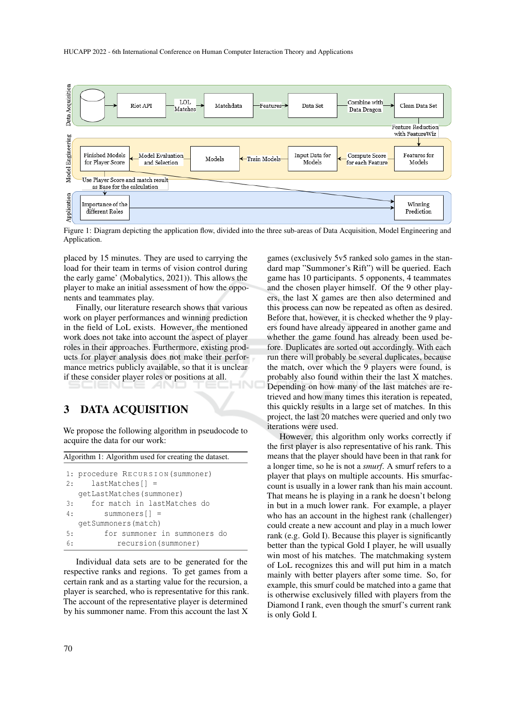Figure 1: Diagram depicting the application flow, divided into the three sub-areas of Data Acquisition, Model Engineering and Application.

placed by 15 minutes. They are used to carrying the load for their team in terms of vision control during the early game' (Mobalytics, 2021)). This allows the player to make an initial assessment of how the opponents and teammates play.

Finally, our literature research shows that various work on player performances and winning prediction in the field of LoL exists. However, the mentioned work does not take into account the aspect of player roles in their approaches. Furthermore, existing products for player analysis does not make their performance metrics publicly available, so that it is unclear if these consider player roles or positions at all.

## 3 DATA ACQUISITION

We propose the following algorithm in pseudocode to acquire the data for our work:

Algorithm 1: Algorithm used for creating the dataset.

```
1: procedure RECURSION(summoner)
2:    lastMatches[] =
   getLastMatches(summoner)
3:    for match in lastMatches do
4:       summoners[] =
   getSummoners(match)
5:       for summoner in summoners do
6:          recursion(summoner)
```

Individual data sets are to be generated for the respective ranks and regions. To get games from a certain rank and as a starting value for the recursion, a player is searched, who is representative for this rank. The account of the representative player is determined by his summoner name. From this account the last X games (exclusively 5v5 ranked solo games in the standard map "Summoner's Rift") will be queried. Each game has 10 participants. 5 opponents, 4 teammates and the chosen player himself. Of the 9 other players, the last X games are then also determined and this process can now be repeated as often as desired. Before that, however, it is checked whether the 9 players found have already appeared in another game and whether the game found has already been used before. Duplicates are sorted out accordingly. With each run there will probably be several duplicates, because the match, over which the 9 players were found, is probably also found within their the last X matches. Depending on how many of the last matches are retrieved and how many times this iteration is repeated, this quickly results in a large set of matches. In this project, the last 20 matches were queried and only two iterations were used.

However, this algorithm only works correctly if the first player is also representative of his rank. This means that the player should have been in that rank for a longer time, so he is not a *smurf*. A smurf refers to a player that plays on multiple accounts. His smurfaccount is usually in a lower rank than his main account. That means he is playing in a rank he doesn't belong in but in a much lower rank. For example, a player who has an account in the highest rank (challenger) could create a new account and play in a much lower rank (e.g. Gold I). Because this player is significantly better than the typical Gold I player, he will usually win most of his matches. The matchmaking system of LoL recognizes this and will put him in a match mainly with better players after some time. So, for example, this smurf could be matched into a game that is otherwise exclusively filled with players from the Diamond I rank, even though the smurf's current rank is only Gold I.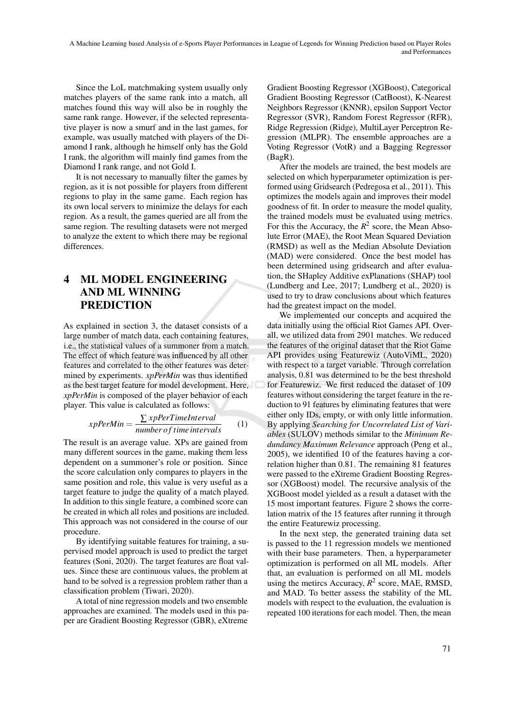Since the LoL matchmaking system usually only matches players of the same rank into a match, all matches found this way will also be in roughly the same rank range. However, if the selected representative player is now a smurf and in the last games, for example, was usually matched with players of the Diamond I rank, although he himself only has the Gold I rank, the algorithm will mainly find games from the Diamond I rank range, and not Gold I.

It is not necessary to manually filter the games by region, as it is not possible for players from different regions to play in the same game. Each region has its own local servers to minimize the delays for each region. As a result, the games queried are all from the same region. The resulting datasets were not merged to analyze the extent to which there may be regional differences.

# 4 ML MODEL ENGINEERING AND ML WINNING PREDICTION

As explained in section 3, the dataset consists of a large number of match data, each containing features, i.e., the statistical values of a summoner from a match. The effect of which feature was influenced by all other features and correlated to the other features was determined by experiments. *xpPerMin* was thus identified as the best target feature for model development. Here, *xpPerMin* is composed of the player behavior of each player. This value is calculated as follows:

$$xpPerMin = \frac{\sum xpPerTimeInterval}{number\,of\,time\,intervals} \quad (1)$$

The result is an average value. XPs are gained from many different sources in the game, making them less dependent on a summoner's role or position. Since the score calculation only compares to players in the same position and role, this value is very useful as a target feature to judge the quality of a match played. In addition to this single feature, a combined score can be created in which all roles and positions are included. This approach was not considered in the course of our procedure.

By identifying suitable features for training, a supervised model approach is used to predict the target features (Soni, 2020). The target features are float values. Since these are continuous values, the problem at hand to be solved is a regression problem rather than a classification problem (Tiwari, 2020).

A total of nine regression models and two ensemble approaches are examined. The models used in this paper are Gradient Boosting Regressor (GBR), eXtreme Gradient Boosting Regressor (XGBoost), Categorical Gradient Boosting Regressor (CatBoost), K-Nearest Neighbors Regressor (KNNR), epsilon Support Vector Regressor (SVR), Random Forest Regressor (RFR), Ridge Regression (Ridge), MultiLayer Perceptron Regression (MLPR). The ensemble approaches are a Voting Regressor (VotR) and a Bagging Regressor (BagR).

After the models are trained, the best models are selected on which hyperparameter optimization is performed using Gridsearch (Pedregosa et al., 2011). This optimizes the models again and improves their model goodness of fit. In order to measure the model quality, the trained models must be evaluated using metrics. For this the Accuracy, the $R^2$ score, the Mean Absolute Error (MAE), the Root Mean Squared Deviation (RMSD) as well as the Median Absolute Deviation (MAD) were considered. Once the best model has been determined using gridsearch and after evaluation, the SHapley Additive exPlanations (SHAP) tool (Lundberg and Lee, 2017; Lundberg et al., 2020) is used to try to draw conclusions about which features had the greatest impact on the model.

We implemented our concepts and acquired the data initially using the official Riot Games API. Overall, we utilized data from 2901 matches. We reduced the features of the original dataset that the Riot Game API provides using Featurewiz (AutoViML, 2020) with respect to a target variable. Through correlation analysis, 0.81 was determined to be the best threshold for Featurewiz. We first reduced the dataset of 109 features without considering the target feature in the reduction to 91 features by eliminating features that were either only IDs, empty, or with only little information. By applying *Searching for Uncorrelated List of Variables* (SULOV) methods similar to the *Minimum Redundancy Maximum Relevance* approach (Peng et al., 2005), we identified 10 of the features having a correlation higher than 0.81. The remaining 81 features were passed to the eXtreme Gradient Boosting Regressor (XGBoost) model. The recursive analysis of the XGBoost model yielded as a result a dataset with the 15 most important features. Figure 2 shows the correlation matrix of the 15 features after running it through the entire Featurewiz processing.

In the next step, the generated training data set is passed to the 11 regression models we mentioned with their base parameters. Then, a hyperparameter optimization is performed on all ML models. After that, an evaluation is performed on all ML models using the metircs Accuracy, $R^2$ score, MAE, RMSD, and MAD. To better assess the stability of the ML models with respect to the evaluation, the evaluation is repeated 100 iterations for each model. Then, the mean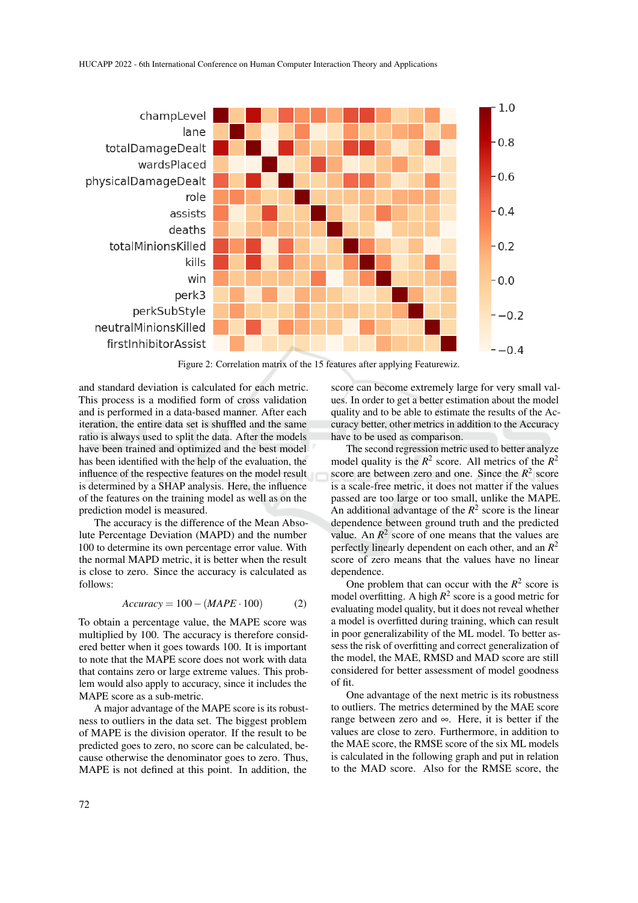Figure 2: Correlation matrix of the 15 features after applying Featurewiz.

and standard deviation is calculated for each metric. This process is a modified form of cross validation and is performed in a data-based manner. After each iteration, the entire data set is shuffled and the same ratio is always used to split the data. After the models have been trained and optimized and the best model has been identified with the help of the evaluation, the influence of the respective features on the model result is determined by a SHAP analysis. Here, the influence of the features on the training model as well as on the prediction model is measured.

The accuracy is the difference of the Mean Absolute Percentage Deviation (MAPD) and the number 100 to determine its own percentage error value. With the normal MAPD metric, it is better when the result is close to zero. Since the accuracy is calculated as follows:

$$Accuracy = 100 - (MAPE \cdot 100) \quad (2)$$

To obtain a percentage value, the MAPE score was multiplied by 100. The accuracy is therefore considered better when it goes towards 100. It is important to note that the MAPE score does not work with data that contains zero or large extreme values. This problem would also apply to accuracy, since it includes the MAPE score as a sub-metric.

A major advantage of the MAPE score is its robustness to outliers in the data set. The biggest problem of MAPE is the division operator. If the result to be predicted goes to zero, no score can be calculated, because otherwise the denominator goes to zero. Thus, MAPE is not defined at this point. In addition, the score can become extremely large for very small values. In order to get a better estimation about the model quality and to be able to estimate the results of the Accuracy better, other metrics in addition to the Accuracy have to be used as comparison.

The second regression metric used to better analyze model quality is the $R^2$ score. All metrics of the $R^2$ score are between zero and one. Since the $R^2$ score is a scale-free metric, it does not matter if the values passed are too large or too small, unlike the MAPE. An additional advantage of the $R^2$ score is the linear dependence between ground truth and the predicted value. An $R^2$ score of one means that the values are perfectly linearly dependent on each other, and an $R^2$ score of zero means that the values have no linear dependence.

One problem that can occur with the $R^2$ score is model overfitting. A high $R^2$ score is a good metric for evaluating model quality, but it does not reveal whether a model is overfitted during training, which can result in poor generalizability of the ML model. To better assess the risk of overfitting and correct generalization of the model, the MAE, RMSD and MAD score are still considered for better assessment of model goodness of fit.

One advantage of the next metric is its robustness to outliers. The metrics determined by the MAE score range between zero and $\infty$. Here, it is better if the values are close to zero. Furthermore, in addition to the MAE score, the RMSE score of the six ML models is calculated in the following graph and put in relation to the MAD score. Also for the RMSE score, the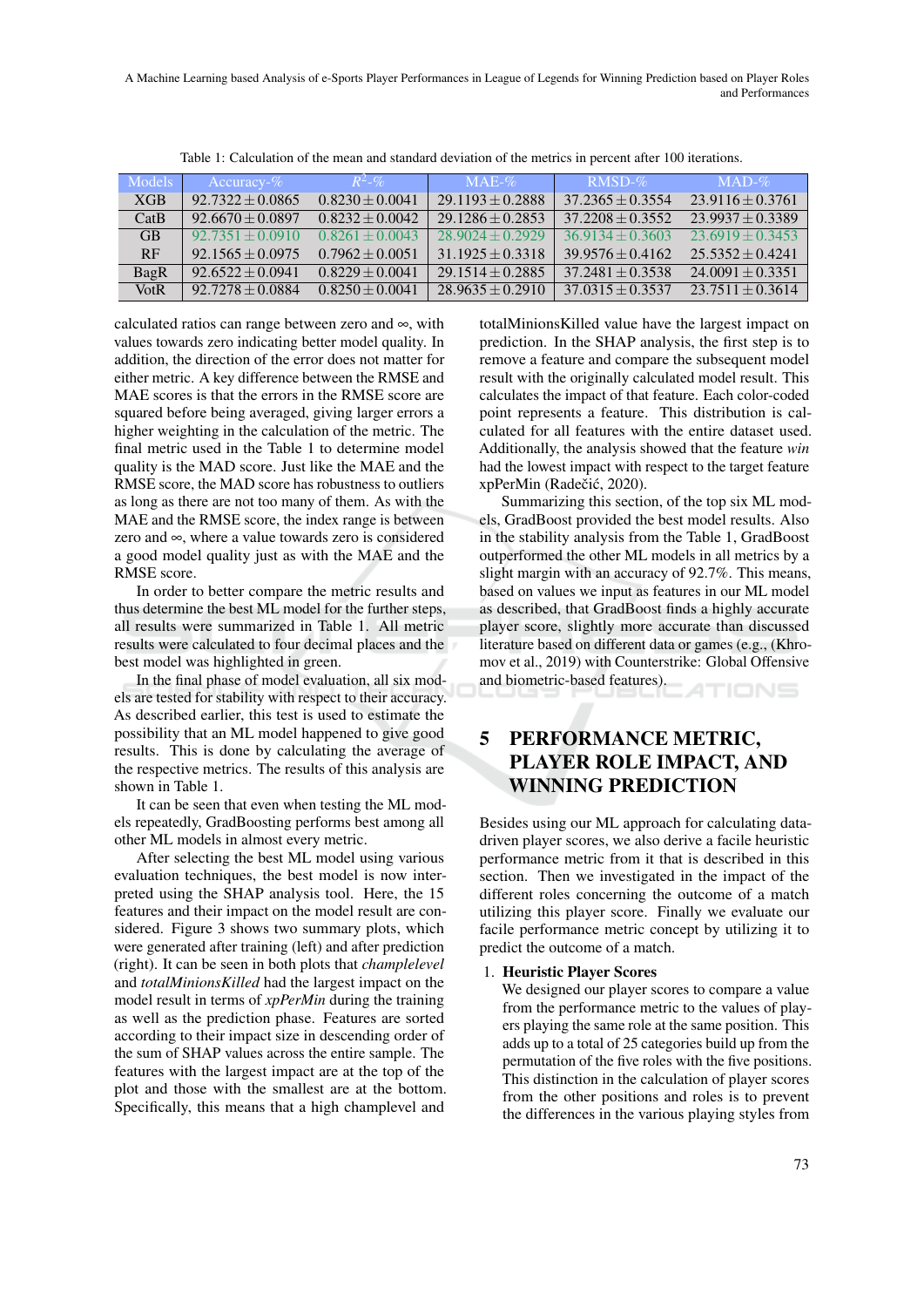Table 1: Calculation of the mean and standard deviation of the metrics in percent after 100 iterations.

| Models | Accuracy-% | $R^2$-% | MAE-% | RMSD-% | MAD-% |
|---|---|---|---|---|---|
| XGB | $92.7322 \pm 0.0865$ | $0.8230 \pm 0.0041$ | $29.1193 \pm 0.2888$ | $37.2365 \pm 0.3554$ | $23.9116 \pm 0.3761$ |
| CatB | $92.6670 \pm 0.0897$ | $0.8232 \pm 0.0042$ | $29.1286 \pm 0.2853$ | $37.2208 \pm 0.3552$ | $23.9937 \pm 0.3389$ |
| GB | $92.7351 \pm 0.0910$ | $0.8261 \pm 0.0043$ | $28.9024 \pm 0.2929$ | $36.9134 \pm 0.3603$ | $23.6919 \pm 0.3453$ |
| RF | $92.1565 \pm 0.0975$ | $0.7962 \pm 0.0051$ | $31.1925 \pm 0.3318$ | $39.9576 \pm 0.4162$ | $25.5352 \pm 0.4241$ |
| BagR | $92.6522 \pm 0.0941$ | $0.8229 \pm 0.0041$ | $29.1514 \pm 0.2885$ | $37.2481 \pm 0.3538$ | $24.0091 \pm 0.3351$ |
| VotR | $92.7278 \pm 0.0884$ | $0.8250 \pm 0.0041$ | $28.9635 \pm 0.2910$ | $37.0315 \pm 0.3537$ | $23.7511 \pm 0.3614$ |

calculated ratios can range between zero and ∞, with values towards zero indicating better model quality. In addition, the direction of the error does not matter for either metric. A key difference between the RMSE and MAE scores is that the errors in the RMSE score are squared before being averaged, giving larger errors a higher weighting in the calculation of the metric. The final metric used in the Table 1 to determine model quality is the MAD score. Just like the MAE and the RMSE score, the MAD score has robustness to outliers as long as there are not too many of them. As with the MAE and the RMSE score, the index range is between zero and ∞, where a value towards zero is considered a good model quality just as with the MAE and the RMSE score.

In order to better compare the metric results and thus determine the best ML model for the further steps, all results were summarized in Table 1. All metric results were calculated to four decimal places and the best model was highlighted in green.

In the final phase of model evaluation, all six models are tested for stability with respect to their accuracy. As described earlier, this test is used to estimate the possibility that an ML model happened to give good results. This is done by calculating the average of the respective metrics. The results of this analysis are shown in Table 1.

It can be seen that even when testing the ML models repeatedly, GradBoosting performs best among all other ML models in almost every metric.

After selecting the best ML model using various evaluation techniques, the best model is now interpreted using the SHAP analysis tool. Here, the 15 features and their impact on the model result are considered. Figure 3 shows two summary plots, which were generated after training (left) and after prediction (right). It can be seen in both plots that *champlelevel* and *totalMinionsKilled* had the largest impact on the model result in terms of *xpPerMin* during the training as well as the prediction phase. Features are sorted according to their impact size in descending order of the sum of SHAP values across the entire sample. The features with the largest impact are at the top of the plot and those with the smallest are at the bottom. Specifically, this means that a high champlevel and totalMinionsKilled value have the largest impact on prediction. In the SHAP analysis, the first step is to remove a feature and compare the subsequent model result with the originally calculated model result. This calculates the impact of that feature. Each color-coded point represents a feature. This distribution is calculated for all features with the entire dataset used. Additionally, the analysis showed that the feature *win* had the lowest impact with respect to the target feature xpPerMin (Radečić, 2020).

Summarizing this section, of the top six ML models, GradBoost provided the best model results. Also in the stability analysis from the Table 1, GradBoost outperformed the other ML models in all metrics by a slight margin with an accuracy of 92.7%. This means, based on values we input as features in our ML model as described, that GradBoost finds a highly accurate player score, slightly more accurate than discussed literature based on different data or games (e.g., (Khromov et al., 2019) with Counterstrike: Global Offensive and biometric-based features).

# 5 PERFORMANCE METRIC, PLAYER ROLE IMPACT, AND WINNING PREDICTION

Besides using our ML approach for calculating data-driven player scores, we also derive a facile heuristic performance metric from it that is described in this section. Then we investigated in the impact of the different roles concerning the outcome of a match utilizing this player score. Finally we evaluate our facile performance metric concept by utilizing it to predict the outcome of a match.

1. **Heuristic Player Scores**
   We designed our player scores to compare a value from the performance metric to the values of players playing the same role at the same position. This adds up to a total of 25 categories build up from the permutation of the five roles with the five positions. This distinction in the calculation of player scores from the other positions and roles is to prevent the differences in the various playing styles from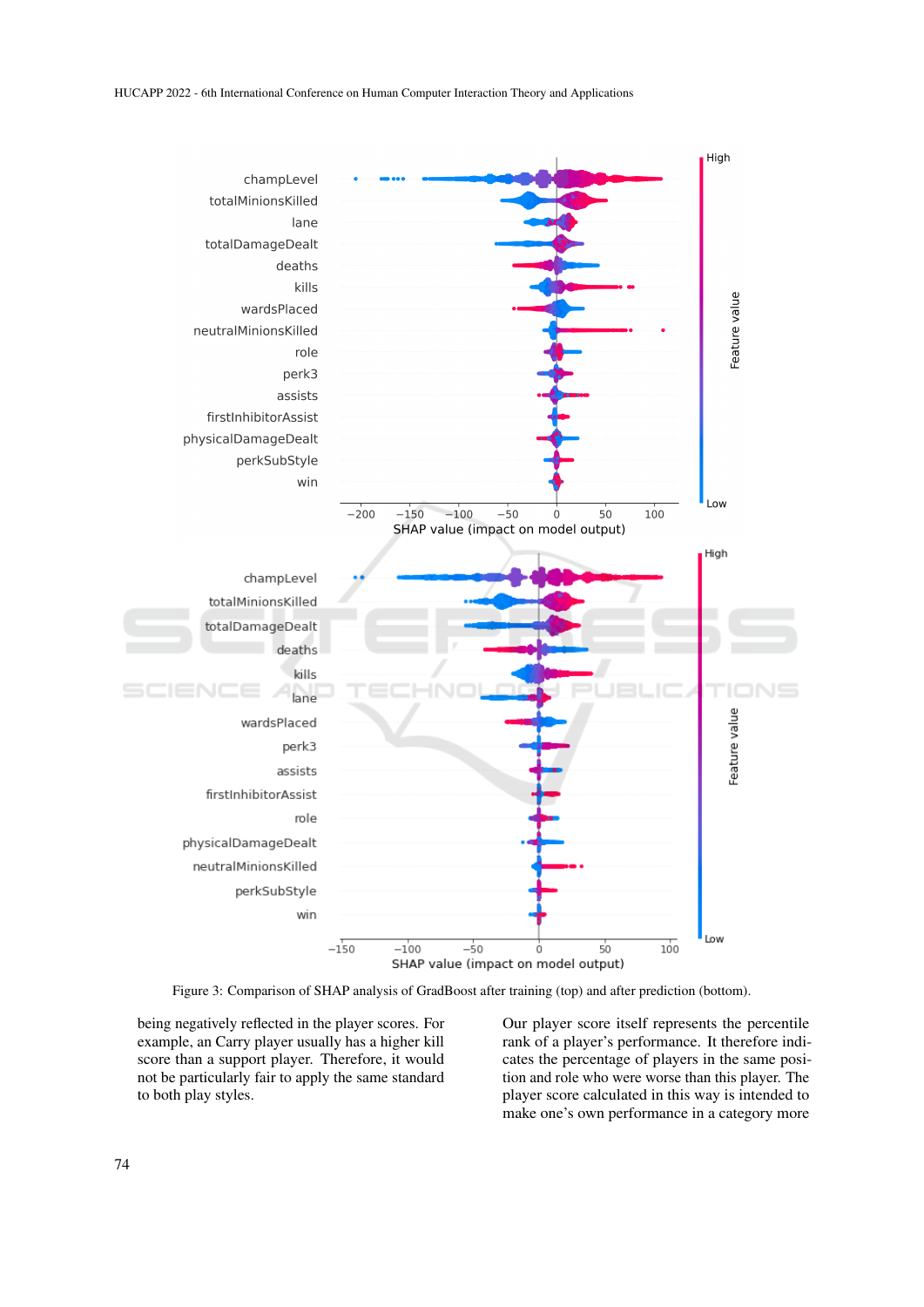Figure 3: Comparison of SHAP analysis of GradBoost after training (top) and after prediction (bottom).

being negatively reflected in the player scores. For example, an Carry player usually has a higher kill score than a support player. Therefore, it would not be particularly fair to apply the same standard to both play styles.

Our player score itself represents the percentile rank of a player's performance. It therefore indicates the percentage of players in the same position and role who were worse than this player. The player score calculated in this way is intended to make one's own performance in a category more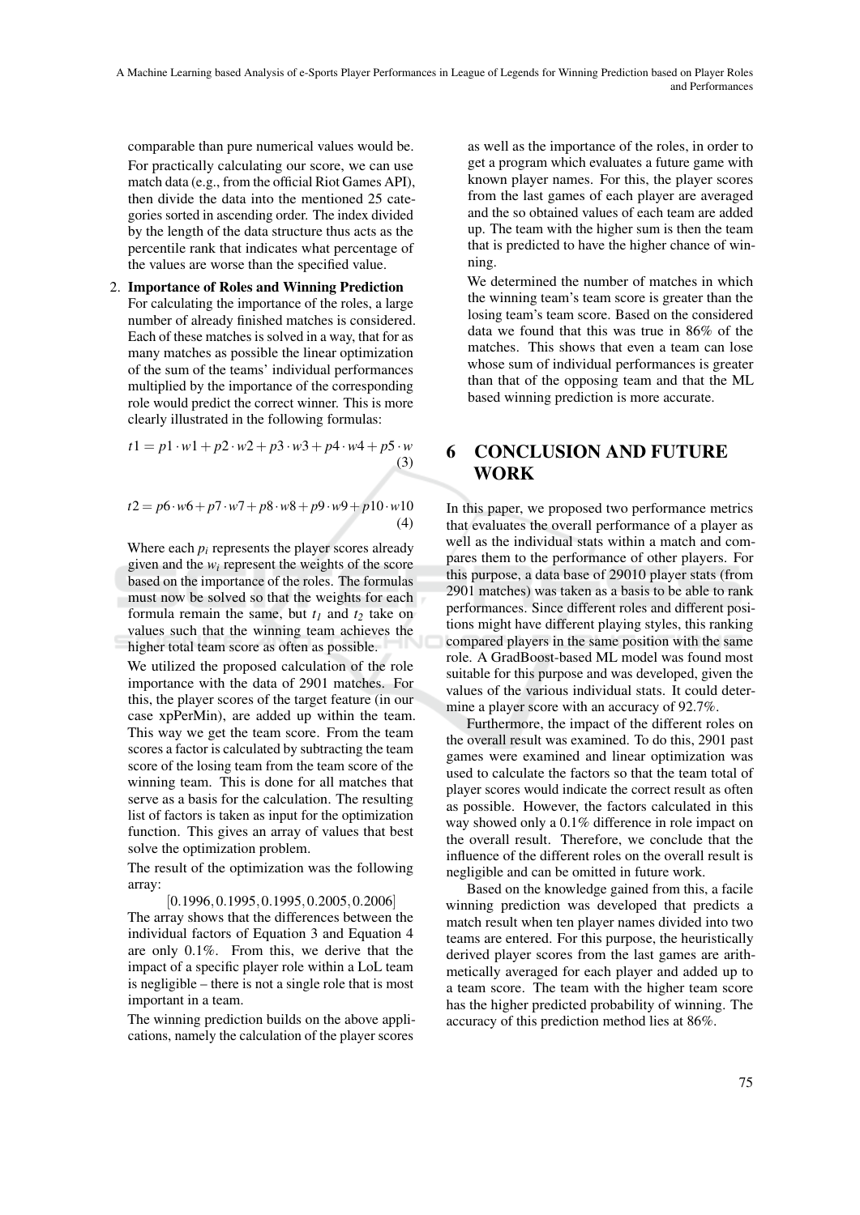comparable than pure numerical values would be.

For practically calculating our score, we can use match data (e.g., from the official Riot Games API), then divide the data into the mentioned 25 categories sorted in ascending order. The index divided by the length of the data structure thus acts as the percentile rank that indicates what percentage of the values are worse than the specified value.

2. **Importance of Roles and Winning Prediction** For calculating the importance of the roles, a large number of already finished matches is considered. Each of these matches is solved in a way, that for as many matches as possible the linear optimization of the sum of the teams' individual performances multiplied by the importance of the corresponding role would predict the correct winner. This is more clearly illustrated in the following formulas:

$$t1 = p1 \cdot w1 + p2 \cdot w2 + p3 \cdot w3 + p4 \cdot w4 + p5 \cdot w \quad (3)$$

$$t2 = p6 \cdot w6 + p7 \cdot w7 + p8 \cdot w8 + p9 \cdot w9 + p10 \cdot w10 \quad (4)$$

Where each $p_i$ represents the player scores already given and the $w_i$ represent the weights of the score based on the importance of the roles. The formulas must now be solved so that the weights for each formula remain the same, but $t_1$ and $t_2$ take on values such that the winning team achieves the higher total team score as often as possible.

We utilized the proposed calculation of the role importance with the data of 2901 matches. For this, the player scores of the target feature (in our case xpPerMin), are added up within the team. This way we get the team score. From the team scores a factor is calculated by subtracting the team score of the losing team from the team score of the winning team. This is done for all matches that serve as a basis for the calculation. The resulting list of factors is taken as input for the optimization function. This gives an array of values that best solve the optimization problem.

The result of the optimization was the following array:

$$[0.1996, 0.1995, 0.1995, 0.2005, 0.2006]$$

The array shows that the differences between the individual factors of Equation 3 and Equation 4 are only 0.1%. From this, we derive that the impact of a specific player role within a LoL team is negligible – there is not a single role that is most important in a team.

The winning prediction builds on the above applications, namely the calculation of the player scores as well as the importance of the roles, in order to get a program which evaluates a future game with known player names. For this, the player scores from the last games of each player are averaged and the so obtained values of each team are added up. The team with the higher sum is then the team that is predicted to have the higher chance of winning.

We determined the number of matches in which the winning team's team score is greater than the losing team's team score. Based on the considered data we found that this was true in 86% of the matches. This shows that even a team can lose whose sum of individual performances is greater than that of the opposing team and that the ML based winning prediction is more accurate.

## 6 CONCLUSION AND FUTURE WORK

In this paper, we proposed two performance metrics that evaluates the overall performance of a player as well as the individual stats within a match and compares them to the performance of other players. For this purpose, a data base of 29010 player stats (from 2901 matches) was taken as a basis to be able to rank performances. Since different roles and different positions might have different playing styles, this ranking compared players in the same position with the same role. A GradBoost-based ML model was found most suitable for this purpose and was developed, given the values of the various individual stats. It could determine a player score with an accuracy of 92.7%.

Furthermore, the impact of the different roles on the overall result was examined. To do this, 2901 past games were examined and linear optimization was used to calculate the factors so that the team total of player scores would indicate the correct result as often as possible. However, the factors calculated in this way showed only a 0.1% difference in role impact on the overall result. Therefore, we conclude that the influence of the different roles on the overall result is negligible and can be omitted in future work.

Based on the knowledge gained from this, a facile winning prediction was developed that predicts a match result when ten player names divided into two teams are entered. For this purpose, the heuristically derived player scores from the last games are arithmetically averaged for each player and added up to a team score. The team with the higher team score has the higher predicted probability of winning. The accuracy of this prediction method lies at 86%.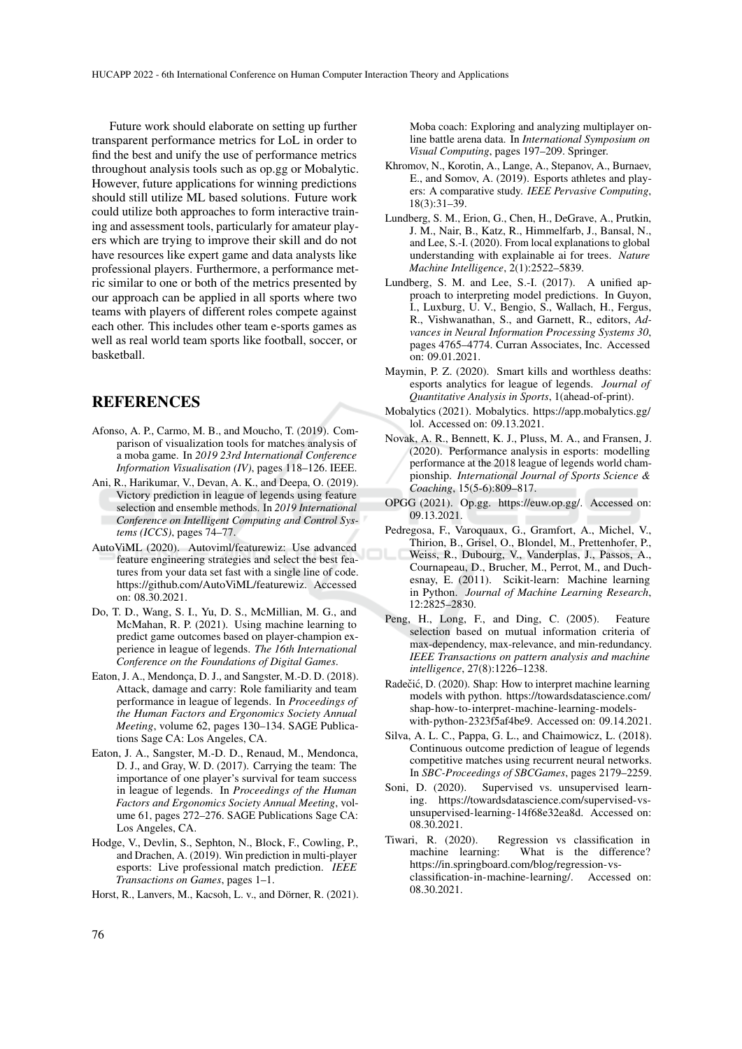Future work should elaborate on setting up further transparent performance metrics for LoL in order to find the best and unify the use of performance metrics throughout analysis tools such as op.gg or Mobalytic. However, future applications for winning predictions should still utilize ML based solutions. Future work could utilize both approaches to form interactive training and assessment tools, particularly for amateur players which are trying to improve their skill and do not have resources like expert game and data analysts like professional players. Furthermore, a performance metric similar to one or both of the metrics presented by our approach can be applied in all sports where two teams with players of different roles compete against each other. This includes other team e-sports games as well as real world team sports like football, soccer, or basketball.

## REFERENCES

Afonso, A. P., Carmo, M. B., and Moucho, T. (2019). Comparison of visualization tools for matches analysis of a moba game. In *2019 23rd International Conference Information Visualisation (IV)*, pages 118–126. IEEE.

Ani, R., Harikumar, V., Devan, A. K., and Deepa, O. (2019). Victory prediction in league of legends using feature selection and ensemble methods. In *2019 International Conference on Intelligent Computing and Control Systems (ICCS)*, pages 74–77.

AutoViML (2020). Autoviml/featurewiz: Use advanced feature engineering strategies and select the best features from your data set fast with a single line of code. https://github.com/AutoViML/featurewiz. Accessed on: 08.30.2021.

Do, T. D., Wang, S. I., Yu, D. S., McMillian, M. G., and McMahan, R. P. (2021). Using machine learning to predict game outcomes based on player-champion experience in league of legends. *The 16th International Conference on the Foundations of Digital Games*.

Eaton, J. A., Mendonça, D. J., and Sangster, M.-D. D. (2018). Attack, damage and carry: Role familiarity and team performance in league of legends. In *Proceedings of the Human Factors and Ergonomics Society Annual Meeting*, volume 62, pages 130–134. SAGE Publications Sage CA: Los Angeles, CA.

Eaton, J. A., Sangster, M.-D. D., Renaud, M., Mendonca, D. J., and Gray, W. D. (2017). Carrying the team: The importance of one player's survival for team success in league of legends. In *Proceedings of the Human Factors and Ergonomics Society Annual Meeting*, volume 61, pages 272–276. SAGE Publications Sage CA: Los Angeles, CA.

Hodge, V., Devlin, S., Sephton, N., Block, F., Cowling, P., and Drachen, A. (2019). Win prediction in multi-player esports: Live professional match prediction. *IEEE Transactions on Games*, pages 1–1.

Horst, R., Lanvers, M., Kacsoh, L. v., and Dörner, R. (2021). Moba coach: Exploring and analyzing multiplayer online battle arena data. In *International Symposium on Visual Computing*, pages 197–209. Springer.

Khromov, N., Korotin, A., Lange, A., Stepanov, A., Burnaev, E., and Somov, A. (2019). Esports athletes and players: A comparative study. *IEEE Pervasive Computing*, 18(3):31–39.

Lundberg, S. M., Erion, G., Chen, H., DeGrave, A., Prutkin, J. M., Nair, B., Katz, R., Himmelfarb, J., Bansal, N., and Lee, S.-I. (2020). From local explanations to global understanding with explainable ai for trees. *Nature Machine Intelligence*, 2(1):2522–5839.

Lundberg, S. M. and Lee, S.-I. (2017). A unified approach to interpreting model predictions. In Guyon, I., Luxburg, U. V., Bengio, S., Wallach, H., Fergus, R., Vishwanathan, S., and Garnett, R., editors, *Advances in Neural Information Processing Systems 30*, pages 4765–4774. Curran Associates, Inc. Accessed on: 09.01.2021.

Maymin, P. Z. (2020). Smart kills and worthless deaths: esports analytics for league of legends. *Journal of Quantitative Analysis in Sports*, 1(ahead-of-print).

Mobalytics (2021). Mobalytics. https://app.mobalytics.gg/lol. Accessed on: 09.13.2021.

Novak, A. R., Bennett, K. J., Pluss, M. A., and Fransen, J. (2020). Performance analysis in esports: modelling performance at the 2018 league of legends world championship. *International Journal of Sports Science & Coaching*, 15(5-6):809–817.

OPGG (2021). Op.gg. https://euw.op.gg/. Accessed on: 09.13.2021.

Pedregosa, F., Varoquaux, G., Gramfort, A., Michel, V., Thirion, B., Grisel, O., Blondel, M., Prettenhofer, P., Weiss, R., Dubourg, V., Vanderplas, J., Passos, A., Cournapeau, D., Brucher, M., Perrot, M., and Duchesnay, E. (2011). Scikit-learn: Machine learning in Python. *Journal of Machine Learning Research*, 12:2825–2830.

Peng, H., Long, F., and Ding, C. (2005). Feature selection based on mutual information criteria of max-dependency, max-relevance, and min-redundancy. *IEEE Transactions on pattern analysis and machine intelligence*, 27(8):1226–1238.

Radečić, D. (2020). Shap: How to interpret machine learning models with python. https://towardsdatascience.com/shap-how-to-interpret-machine-learning-models-with-python-2323f5af4be9. Accessed on: 09.14.2021.

Silva, A. L. C., Pappa, G. L., and Chaimowicz, L. (2018). Continuous outcome prediction of league of legends competitive matches using recurrent neural networks. In *SBC-Proceedings of SBCGames*, pages 2179–2259.

Soni, D. (2020). Supervised vs. unsupervised learning. https://towardsdatascience.com/supervised-vs-unsupervised-learning-14f68e32ea8d. Accessed on: 08.30.2021.

Tiwari, R. (2020). Regression vs classification in machine learning: What is the difference? https://in.springboard.com/blog/regression-vs-classification-in-machine-learning/. Accessed on: 08.30.2021.